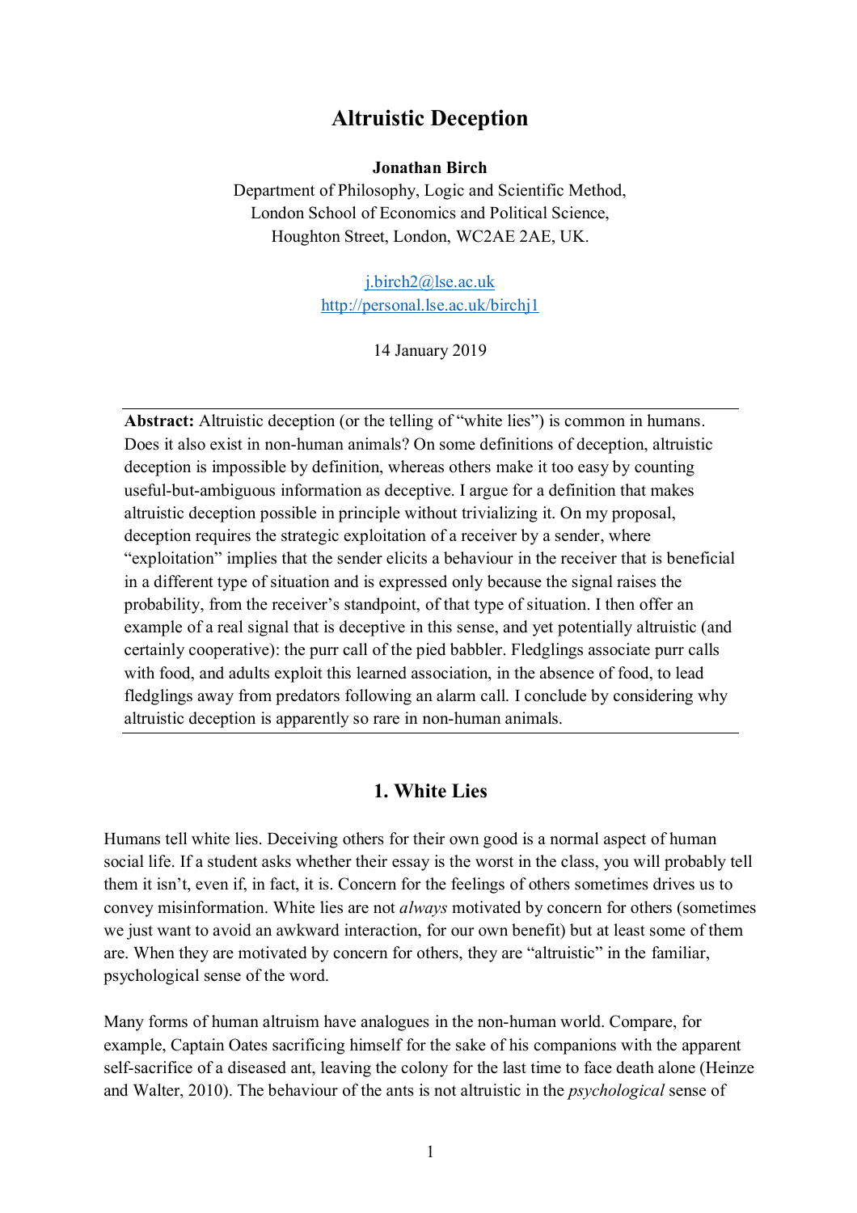# Altruistic Deception

**Jonathan Birch**

Department of Philosophy, Logic and Scientific Method,
London School of Economics and Political Science,
Houghton Street, London, WC2AE 2AE, UK.

j.birch2@lse.ac.uk
http://personal.lse.ac.uk/birchj1

14 January 2019

---

**Abstract:** Altruistic deception (or the telling of "white lies") is common in humans. Does it also exist in non-human animals? On some definitions of deception, altruistic deception is impossible by definition, whereas others make it too easy by counting useful-but-ambiguous information as deceptive. I argue for a definition that makes altruistic deception possible in principle without trivializing it. On my proposal, deception requires the strategic exploitation of a receiver by a sender, where "exploitation" implies that the sender elicits a behaviour in the receiver that is beneficial in a different type of situation and is expressed only because the signal raises the probability, from the receiver's standpoint, of that type of situation. I then offer an example of a real signal that is deceptive in this sense, and yet potentially altruistic (and certainly cooperative): the purr call of the pied babbler. Fledglings associate purr calls with food, and adults exploit this learned association, in the absence of food, to lead fledglings away from predators following an alarm call. I conclude by considering why altruistic deception is apparently so rare in non-human animals.

---

## 1. White Lies

Humans tell white lies. Deceiving others for their own good is a normal aspect of human social life. If a student asks whether their essay is the worst in the class, you will probably tell them it isn't, even if, in fact, it is. Concern for the feelings of others sometimes drives us to convey misinformation. White lies are not *always* motivated by concern for others (sometimes we just want to avoid an awkward interaction, for our own benefit) but at least some of them are. When they are motivated by concern for others, they are "altruistic" in the familiar, psychological sense of the word.

Many forms of human altruism have analogues in the non-human world. Compare, for example, Captain Oates sacrificing himself for the sake of his companions with the apparent self-sacrifice of a diseased ant, leaving the colony for the last time to face death alone (Heinze and Walter, 2010). The behaviour of the ants is not altruistic in the *psychological* sense of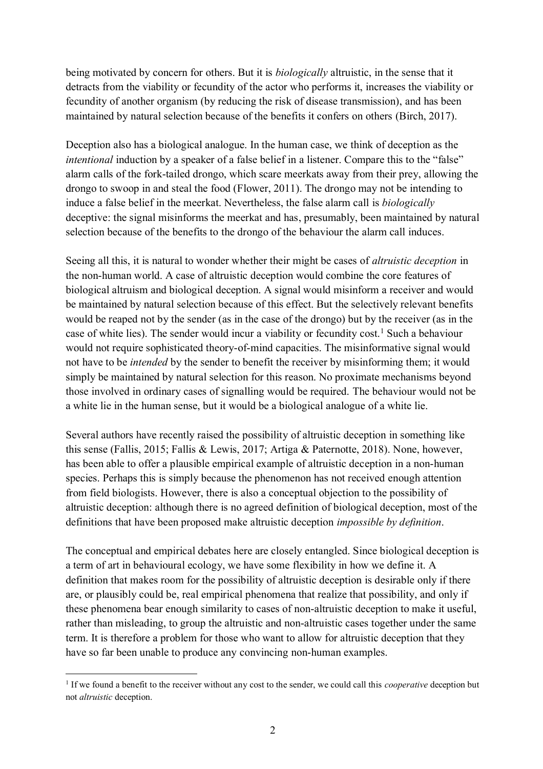being motivated by concern for others. But it is *biologically* altruistic, in the sense that it detracts from the viability or fecundity of the actor who performs it, increases the viability or fecundity of another organism (by reducing the risk of disease transmission), and has been maintained by natural selection because of the benefits it confers on others (Birch, 2017).

Deception also has a biological analogue. In the human case, we think of deception as the *intentional* induction by a speaker of a false belief in a listener. Compare this to the "false" alarm calls of the fork-tailed drongo, which scare meerkats away from their prey, allowing the drongo to swoop in and steal the food (Flower, 2011). The drongo may not be intending to induce a false belief in the meerkat. Nevertheless, the false alarm call is *biologically* deceptive: the signal misinforms the meerkat and has, presumably, been maintained by natural selection because of the benefits to the drongo of the behaviour the alarm call induces.

Seeing all this, it is natural to wonder whether their might be cases of *altruistic deception* in the non-human world. A case of altruistic deception would combine the core features of biological altruism and biological deception. A signal would misinform a receiver and would be maintained by natural selection because of this effect. But the selectively relevant benefits would be reaped not by the sender (as in the case of the drongo) but by the receiver (as in the case of white lies). The sender would incur a viability or fecundity cost.[1] Such a behaviour would not require sophisticated theory-of-mind capacities. The misinformative signal would not have to be *intended* by the sender to benefit the receiver by misinforming them; it would simply be maintained by natural selection for this reason. No proximate mechanisms beyond those involved in ordinary cases of signalling would be required. The behaviour would not be a white lie in the human sense, but it would be a biological analogue of a white lie.

Several authors have recently raised the possibility of altruistic deception in something like this sense (Fallis, 2015; Fallis & Lewis, 2017; Artiga & Paternotte, 2018). None, however, has been able to offer a plausible empirical example of altruistic deception in a non-human species. Perhaps this is simply because the phenomenon has not received enough attention from field biologists. However, there is also a conceptual objection to the possibility of altruistic deception: although there is no agreed definition of biological deception, most of the definitions that have been proposed make altruistic deception *impossible by definition*.

The conceptual and empirical debates here are closely entangled. Since biological deception is a term of art in behavioural ecology, we have some flexibility in how we define it. A definition that makes room for the possibility of altruistic deception is desirable only if there are, or plausibly could be, real empirical phenomena that realize that possibility, and only if these phenomena bear enough similarity to cases of non-altruistic deception to make it useful, rather than misleading, to group the altruistic and non-altruistic cases together under the same term. It is therefore a problem for those who want to allow for altruistic deception that they have so far been unable to produce any convincing non-human examples.

[1] If we found a benefit to the receiver without any cost to the sender, we could call this *cooperative* deception but not *altruistic* deception.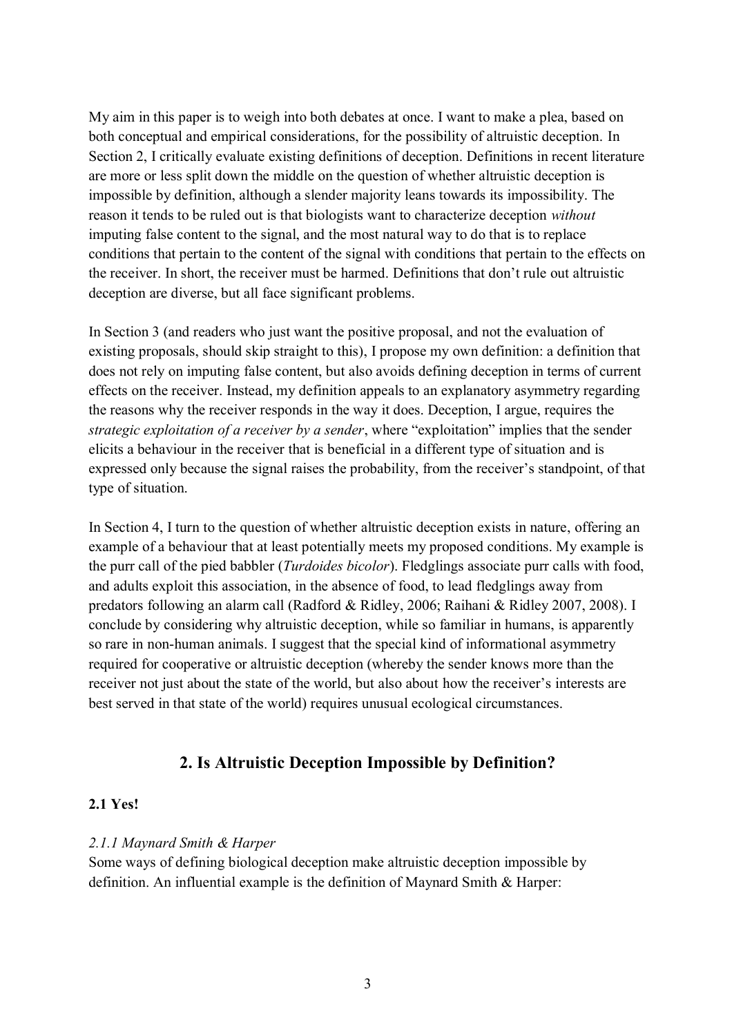My aim in this paper is to weigh into both debates at once. I want to make a plea, based on both conceptual and empirical considerations, for the possibility of altruistic deception. In Section 2, I critically evaluate existing definitions of deception. Definitions in recent literature are more or less split down the middle on the question of whether altruistic deception is impossible by definition, although a slender majority leans towards its impossibility. The reason it tends to be ruled out is that biologists want to characterize deception *without* imputing false content to the signal, and the most natural way to do that is to replace conditions that pertain to the content of the signal with conditions that pertain to the effects on the receiver. In short, the receiver must be harmed. Definitions that don't rule out altruistic deception are diverse, but all face significant problems.

In Section 3 (and readers who just want the positive proposal, and not the evaluation of existing proposals, should skip straight to this), I propose my own definition: a definition that does not rely on imputing false content, but also avoids defining deception in terms of current effects on the receiver. Instead, my definition appeals to an explanatory asymmetry regarding the reasons why the receiver responds in the way it does. Deception, I argue, requires the *strategic exploitation of a receiver by a sender*, where "exploitation" implies that the sender elicits a behaviour in the receiver that is beneficial in a different type of situation and is expressed only because the signal raises the probability, from the receiver's standpoint, of that type of situation.

In Section 4, I turn to the question of whether altruistic deception exists in nature, offering an example of a behaviour that at least potentially meets my proposed conditions. My example is the purr call of the pied babbler (*Turdoides bicolor*). Fledglings associate purr calls with food, and adults exploit this association, in the absence of food, to lead fledglings away from predators following an alarm call (Radford & Ridley, 2006; Raihani & Ridley 2007, 2008). I conclude by considering why altruistic deception, while so familiar in humans, is apparently so rare in non-human animals. I suggest that the special kind of informational asymmetry required for cooperative or altruistic deception (whereby the sender knows more than the receiver not just about the state of the world, but also about how the receiver's interests are best served in that state of the world) requires unusual ecological circumstances.

## 2. Is Altruistic Deception Impossible by Definition?

### 2.1 Yes!

#### *2.1.1 Maynard Smith & Harper*

Some ways of defining biological deception make altruistic deception impossible by definition. An influential example is the definition of Maynard Smith & Harper: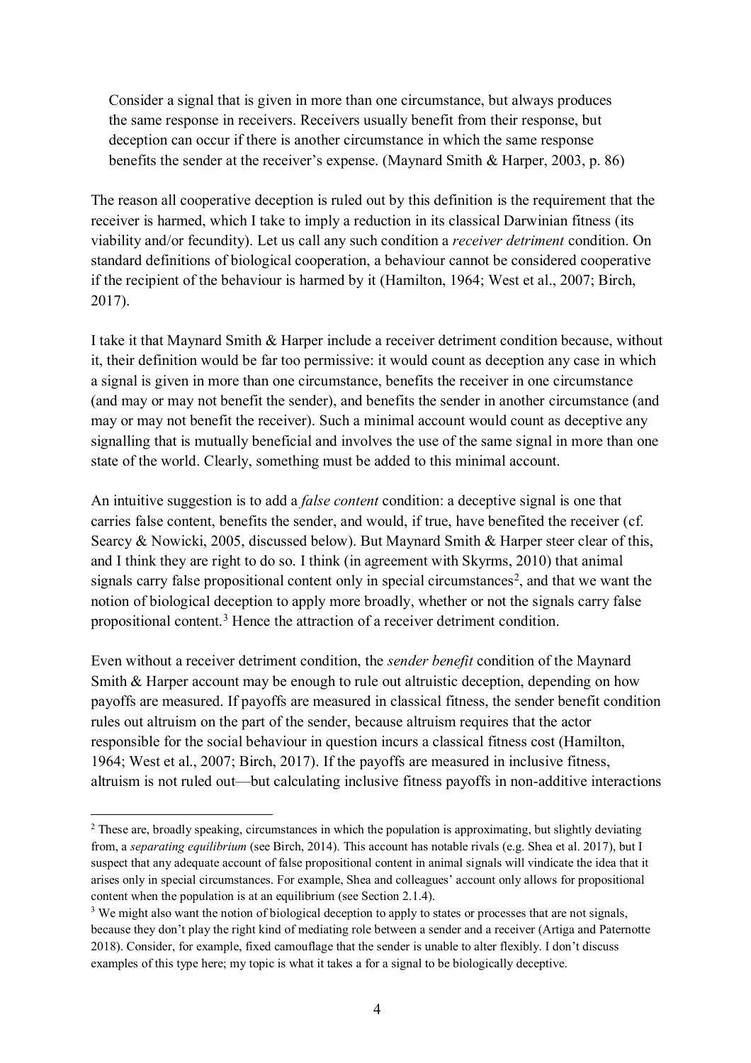> Consider a signal that is given in more than one circumstance, but always produces the same response in receivers. Receivers usually benefit from their response, but deception can occur if there is another circumstance in which the same response benefits the sender at the receiver's expense. (Maynard Smith & Harper, 2003, p. 86)

The reason all cooperative deception is ruled out by this definition is the requirement that the receiver is harmed, which I take to imply a reduction in its classical Darwinian fitness (its viability and/or fecundity). Let us call any such condition a *receiver detriment* condition. On standard definitions of biological cooperation, a behaviour cannot be considered cooperative if the recipient of the behaviour is harmed by it (Hamilton, 1964; West et al., 2007; Birch, 2017).

I take it that Maynard Smith & Harper include a receiver detriment condition because, without it, their definition would be far too permissive: it would count as deception any case in which a signal is given in more than one circumstance, benefits the receiver in one circumstance (and may or may not benefit the sender), and benefits the sender in another circumstance (and may or may not benefit the receiver). Such a minimal account would count as deceptive any signalling that is mutually beneficial and involves the use of the same signal in more than one state of the world. Clearly, something must be added to this minimal account.

An intuitive suggestion is to add a *false content* condition: a deceptive signal is one that carries false content, benefits the sender, and would, if true, have benefited the receiver (cf. Searcy & Nowicki, 2005, discussed below). But Maynard Smith & Harper steer clear of this, and I think they are right to do so. I think (in agreement with Skyrms, 2010) that animal signals carry false propositional content only in special circumstances[2], and that we want the notion of biological deception to apply more broadly, whether or not the signals carry false propositional content.[3] Hence the attraction of a receiver detriment condition.

Even without a receiver detriment condition, the *sender benefit* condition of the Maynard Smith & Harper account may be enough to rule out altruistic deception, depending on how payoffs are measured. If payoffs are measured in classical fitness, the sender benefit condition rules out altruism on the part of the sender, because altruism requires that the actor responsible for the social behaviour in question incurs a classical fitness cost (Hamilton, 1964; West et al., 2007; Birch, 2017). If the payoffs are measured in inclusive fitness, altruism is not ruled out—but calculating inclusive fitness payoffs in non-additive interactions

---

[2] These are, broadly speaking, circumstances in which the population is approximating, but slightly deviating from, a *separating equilibrium* (see Birch, 2014). This account has notable rivals (e.g. Shea et al. 2017), but I suspect that any adequate account of false propositional content in animal signals will vindicate the idea that it arises only in special circumstances. For example, Shea and colleagues' account only allows for propositional content when the population is at an equilibrium (see Section 2.1.4).

[3] We might also want the notion of biological deception to apply to states or processes that are not signals, because they don't play the right kind of mediating role between a sender and a receiver (Artiga and Paternotte 2018). Consider, for example, fixed camouflage that the sender is unable to alter flexibly. I don't discuss examples of this type here; my topic is what it takes a for a signal to be biologically deceptive.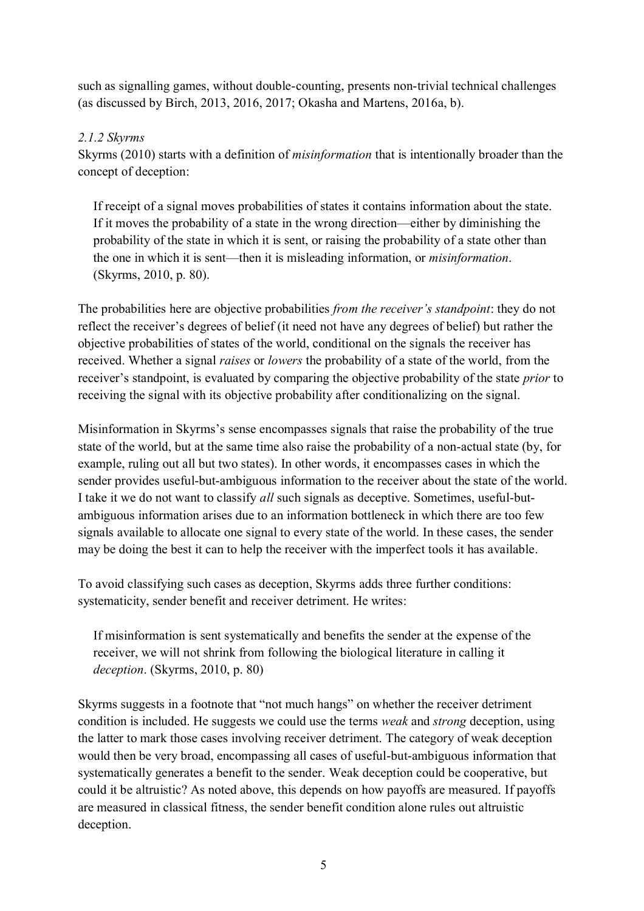such as signalling games, without double-counting, presents non-trivial technical challenges (as discussed by Birch, 2013, 2016, 2017; Okasha and Martens, 2016a, b).

#### *2.1.2 Skyrms*

Skyrms (2010) starts with a definition of *misinformation* that is intentionally broader than the concept of deception:

> If receipt of a signal moves probabilities of states it contains information about the state. If it moves the probability of a state in the wrong direction—either by diminishing the probability of the state in which it is sent, or raising the probability of a state other than the one in which it is sent—then it is misleading information, or *misinformation*. (Skyrms, 2010, p. 80).

The probabilities here are objective probabilities *from the receiver's standpoint*: they do not reflect the receiver's degrees of belief (it need not have any degrees of belief) but rather the objective probabilities of states of the world, conditional on the signals the receiver has received. Whether a signal *raises* or *lowers* the probability of a state of the world, from the receiver's standpoint, is evaluated by comparing the objective probability of the state *prior* to receiving the signal with its objective probability after conditionalizing on the signal.

Misinformation in Skyrms's sense encompasses signals that raise the probability of the true state of the world, but at the same time also raise the probability of a non-actual state (by, for example, ruling out all but two states). In other words, it encompasses cases in which the sender provides useful-but-ambiguous information to the receiver about the state of the world. I take it we do not want to classify *all* such signals as deceptive. Sometimes, useful-but-ambiguous information arises due to an information bottleneck in which there are too few signals available to allocate one signal to every state of the world. In these cases, the sender may be doing the best it can to help the receiver with the imperfect tools it has available.

To avoid classifying such cases as deception, Skyrms adds three further conditions: systematicity, sender benefit and receiver detriment. He writes:

> If misinformation is sent systematically and benefits the sender at the expense of the receiver, we will not shrink from following the biological literature in calling it *deception*. (Skyrms, 2010, p. 80)

Skyrms suggests in a footnote that "not much hangs" on whether the receiver detriment condition is included. He suggests we could use the terms *weak* and *strong* deception, using the latter to mark those cases involving receiver detriment. The category of weak deception would then be very broad, encompassing all cases of useful-but-ambiguous information that systematically generates a benefit to the sender. Weak deception could be cooperative, but could it be altruistic? As noted above, this depends on how payoffs are measured. If payoffs are measured in classical fitness, the sender benefit condition alone rules out altruistic deception.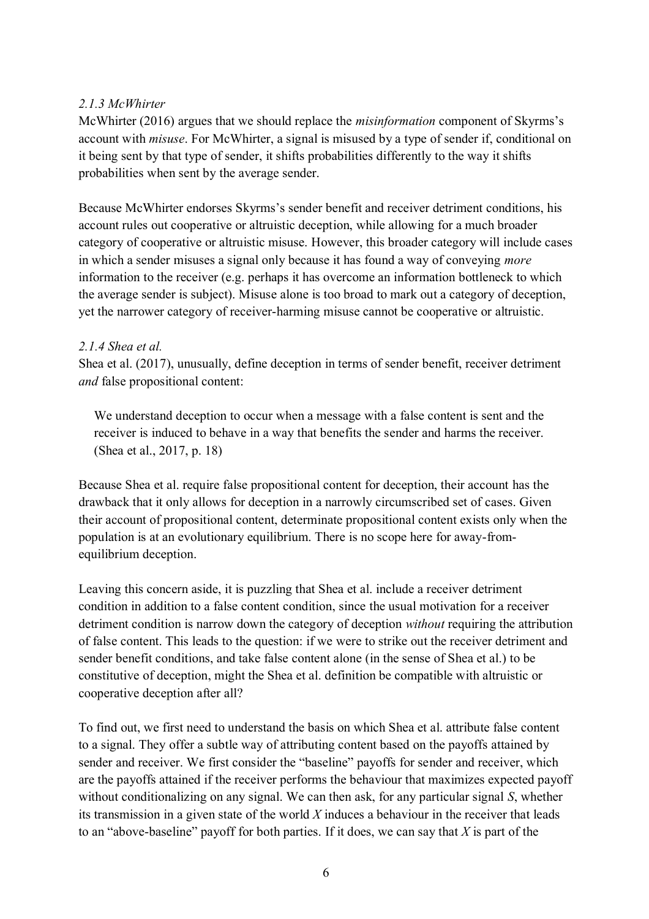### *2.1.3 McWhirter*

McWhirter (2016) argues that we should replace the *misinformation* component of Skyrms's account with *misuse*. For McWhirter, a signal is misused by a type of sender if, conditional on it being sent by that type of sender, it shifts probabilities differently to the way it shifts probabilities when sent by the average sender.

Because McWhirter endorses Skyrms's sender benefit and receiver detriment conditions, his account rules out cooperative or altruistic deception, while allowing for a much broader category of cooperative or altruistic misuse. However, this broader category will include cases in which a sender misuses a signal only because it has found a way of conveying *more* information to the receiver (e.g. perhaps it has overcome an information bottleneck to which the average sender is subject). Misuse alone is too broad to mark out a category of deception, yet the narrower category of receiver-harming misuse cannot be cooperative or altruistic.

### *2.1.4 Shea et al.*

Shea et al. (2017), unusually, define deception in terms of sender benefit, receiver detriment *and* false propositional content:

> We understand deception to occur when a message with a false content is sent and the receiver is induced to behave in a way that benefits the sender and harms the receiver. (Shea et al., 2017, p. 18)

Because Shea et al. require false propositional content for deception, their account has the drawback that it only allows for deception in a narrowly circumscribed set of cases. Given their account of propositional content, determinate propositional content exists only when the population is at an evolutionary equilibrium. There is no scope here for away-from-equilibrium deception.

Leaving this concern aside, it is puzzling that Shea et al. include a receiver detriment condition in addition to a false content condition, since the usual motivation for a receiver detriment condition is narrow down the category of deception *without* requiring the attribution of false content. This leads to the question: if we were to strike out the receiver detriment and sender benefit conditions, and take false content alone (in the sense of Shea et al.) to be constitutive of deception, might the Shea et al. definition be compatible with altruistic or cooperative deception after all?

To find out, we first need to understand the basis on which Shea et al. attribute false content to a signal. They offer a subtle way of attributing content based on the payoffs attained by sender and receiver. We first consider the "baseline" payoffs for sender and receiver, which are the payoffs attained if the receiver performs the behaviour that maximizes expected payoff without conditionalizing on any signal. We can then ask, for any particular signal $S$, whether its transmission in a given state of the world $X$ induces a behaviour in the receiver that leads to an "above-baseline" payoff for both parties. If it does, we can say that $X$ is part of the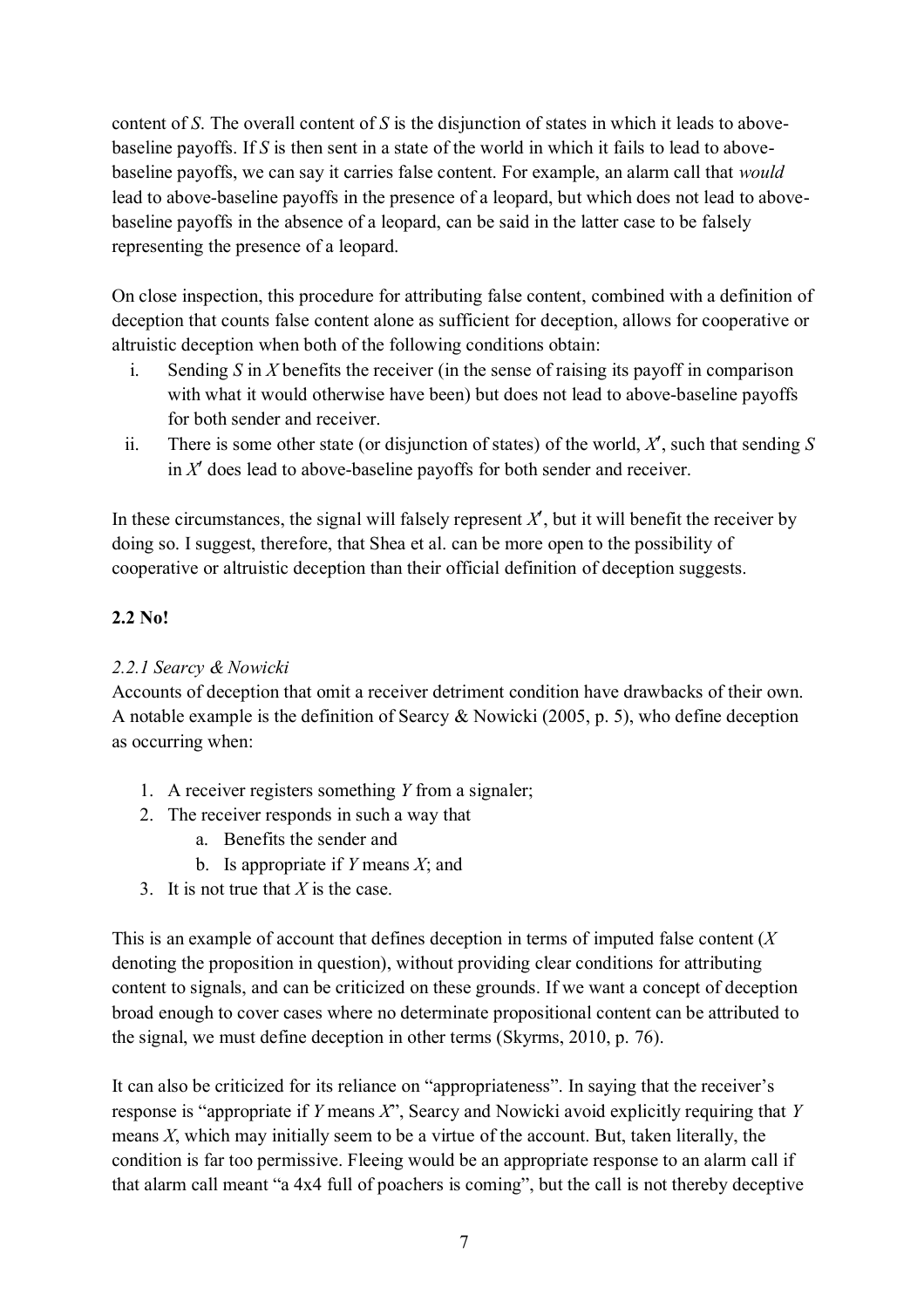content of $S$. The overall content of $S$ is the disjunction of states in which it leads to above-baseline payoffs. If $S$ is then sent in a state of the world in which it fails to lead to above-baseline payoffs, we can say it carries false content. For example, an alarm call that *would* lead to above-baseline payoffs in the presence of a leopard, but which does not lead to above-baseline payoffs in the absence of a leopard, can be said in the latter case to be falsely representing the presence of a leopard.

On close inspection, this procedure for attributing false content, combined with a definition of deception that counts false content alone as sufficient for deception, allows for cooperative or altruistic deception when both of the following conditions obtain:

i. Sending $S$ in $X$ benefits the receiver (in the sense of raising its payoff in comparison with what it would otherwise have been) but does not lead to above-baseline payoffs for both sender and receiver.
ii. There is some other state (or disjunction of states) of the world, $X'$, such that sending $S$ in $X'$ does lead to above-baseline payoffs for both sender and receiver.

In these circumstances, the signal will falsely represent $X'$, but it will benefit the receiver by doing so. I suggest, therefore, that Shea et al. can be more open to the possibility of cooperative or altruistic deception than their official definition of deception suggests.

### 2.2 No!

#### *2.2.1 Searcy & Nowicki*

Accounts of deception that omit a receiver detriment condition have drawbacks of their own. A notable example is the definition of Searcy & Nowicki (2005, p. 5), who define deception as occurring when:

1. A receiver registers something $Y$ from a signaler;
2. The receiver responds in such a way that
    a. Benefits the sender and
    b. Is appropriate if $Y$ means $X$; and
3. It is not true that $X$ is the case.

This is an example of account that defines deception in terms of imputed false content ($X$ denoting the proposition in question), without providing clear conditions for attributing content to signals, and can be criticized on these grounds. If we want a concept of deception broad enough to cover cases where no determinate propositional content can be attributed to the signal, we must define deception in other terms (Skyrms, 2010, p. 76).

It can also be criticized for its reliance on "appropriateness". In saying that the receiver's response is "appropriate if $Y$ means $X$", Searcy and Nowicki avoid explicitly requiring that $Y$ means $X$, which may initially seem to be a virtue of the account. But, taken literally, the condition is far too permissive. Fleeing would be an appropriate response to an alarm call if that alarm call meant "a 4x4 full of poachers is coming", but the call is not thereby deceptive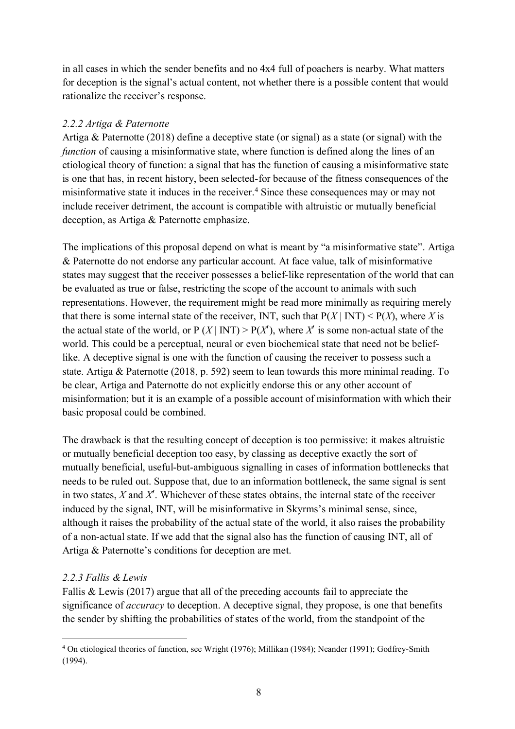in all cases in which the sender benefits and no 4x4 full of poachers is nearby. What matters for deception is the signal's actual content, not whether there is a possible content that would rationalize the receiver's response.

### *2.2.2 Artiga & Paternotte*

Artiga & Paternotte (2018) define a deceptive state (or signal) as a state (or signal) with the *function* of causing a misinformative state, where function is defined along the lines of an etiological theory of function: a signal that has the function of causing a misinformative state is one that has, in recent history, been selected-for because of the fitness consequences of the misinformative state it induces in the receiver.[4] Since these consequences may or may not include receiver detriment, the account is compatible with altruistic or mutually beneficial deception, as Artiga & Paternotte emphasize.

The implications of this proposal depend on what is meant by "a misinformative state". Artiga & Paternotte do not endorse any particular account. At face value, talk of misinformative states may suggest that the receiver possesses a belief-like representation of the world that can be evaluated as true or false, restricting the scope of the account to animals with such representations. However, the requirement might be read more minimally as requiring merely that there is some internal state of the receiver, INT, such that $P(X \mid \text{INT}) < P(X)$, where $X$ is the actual state of the world, or $P(X \mid \text{INT}) > P(X')$, where $X'$ is some non-actual state of the world. This could be a perceptual, neural or even biochemical state that need not be belief-like. A deceptive signal is one with the function of causing the receiver to possess such a state. Artiga & Paternotte (2018, p. 592) seem to lean towards this more minimal reading. To be clear, Artiga and Paternotte do not explicitly endorse this or any other account of misinformation; but it is an example of a possible account of misinformation with which their basic proposal could be combined.

The drawback is that the resulting concept of deception is too permissive: it makes altruistic or mutually beneficial deception too easy, by classing as deceptive exactly the sort of mutually beneficial, useful-but-ambiguous signalling in cases of information bottlenecks that needs to be ruled out. Suppose that, due to an information bottleneck, the same signal is sent in two states, $X$ and $X'$. Whichever of these states obtains, the internal state of the receiver induced by the signal, INT, will be misinformative in Skyrms's minimal sense, since, although it raises the probability of the actual state of the world, it also raises the probability of a non-actual state. If we add that the signal also has the function of causing INT, all of Artiga & Paternotte's conditions for deception are met.

### *2.2.3 Fallis & Lewis*

Fallis & Lewis (2017) argue that all of the preceding accounts fail to appreciate the significance of *accuracy* to deception. A deceptive signal, they propose, is one that benefits the sender by shifting the probabilities of states of the world, from the standpoint of the

[4] On etiological theories of function, see Wright (1976); Millikan (1984); Neander (1991); Godfrey-Smith (1994).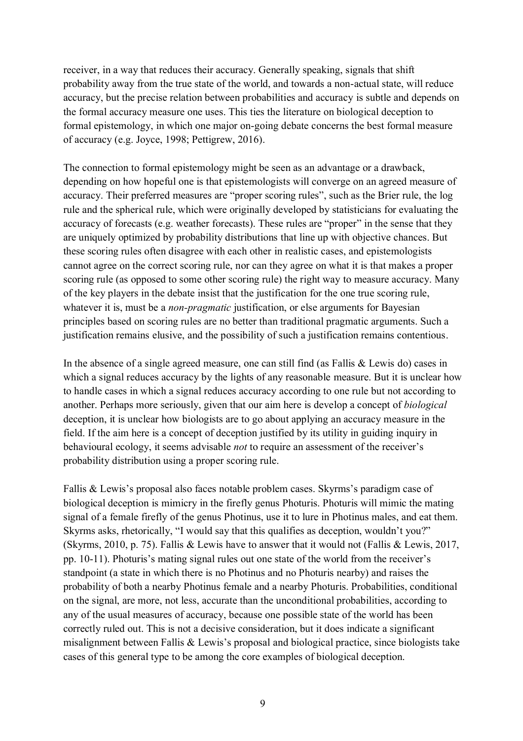receiver, in a way that reduces their accuracy. Generally speaking, signals that shift probability away from the true state of the world, and towards a non-actual state, will reduce accuracy, but the precise relation between probabilities and accuracy is subtle and depends on the formal accuracy measure one uses. This ties the literature on biological deception to formal epistemology, in which one major on-going debate concerns the best formal measure of accuracy (e.g. Joyce, 1998; Pettigrew, 2016).

The connection to formal epistemology might be seen as an advantage or a drawback, depending on how hopeful one is that epistemologists will converge on an agreed measure of accuracy. Their preferred measures are "proper scoring rules", such as the Brier rule, the log rule and the spherical rule, which were originally developed by statisticians for evaluating the accuracy of forecasts (e.g. weather forecasts). These rules are "proper" in the sense that they are uniquely optimized by probability distributions that line up with objective chances. But these scoring rules often disagree with each other in realistic cases, and epistemologists cannot agree on the correct scoring rule, nor can they agree on what it is that makes a proper scoring rule (as opposed to some other scoring rule) the right way to measure accuracy. Many of the key players in the debate insist that the justification for the one true scoring rule, whatever it is, must be a *non-pragmatic* justification, or else arguments for Bayesian principles based on scoring rules are no better than traditional pragmatic arguments. Such a justification remains elusive, and the possibility of such a justification remains contentious.

In the absence of a single agreed measure, one can still find (as Fallis & Lewis do) cases in which a signal reduces accuracy by the lights of any reasonable measure. But it is unclear how to handle cases in which a signal reduces accuracy according to one rule but not according to another. Perhaps more seriously, given that our aim here is develop a concept of *biological* deception, it is unclear how biologists are to go about applying an accuracy measure in the field. If the aim here is a concept of deception justified by its utility in guiding inquiry in behavioural ecology, it seems advisable *not* to require an assessment of the receiver's probability distribution using a proper scoring rule.

Fallis & Lewis's proposal also faces notable problem cases. Skyrms's paradigm case of biological deception is mimicry in the firefly genus Photuris. Photuris will mimic the mating signal of a female firefly of the genus Photinus, use it to lure in Photinus males, and eat them. Skyrms asks, rhetorically, "I would say that this qualifies as deception, wouldn't you?" (Skyrms, 2010, p. 75). Fallis & Lewis have to answer that it would not (Fallis & Lewis, 2017, pp. 10-11). Photuris's mating signal rules out one state of the world from the receiver's standpoint (a state in which there is no Photinus and no Photuris nearby) and raises the probability of both a nearby Photinus female and a nearby Photuris. Probabilities, conditional on the signal, are more, not less, accurate than the unconditional probabilities, according to any of the usual measures of accuracy, because one possible state of the world has been correctly ruled out. This is not a decisive consideration, but it does indicate a significant misalignment between Fallis & Lewis's proposal and biological practice, since biologists take cases of this general type to be among the core examples of biological deception.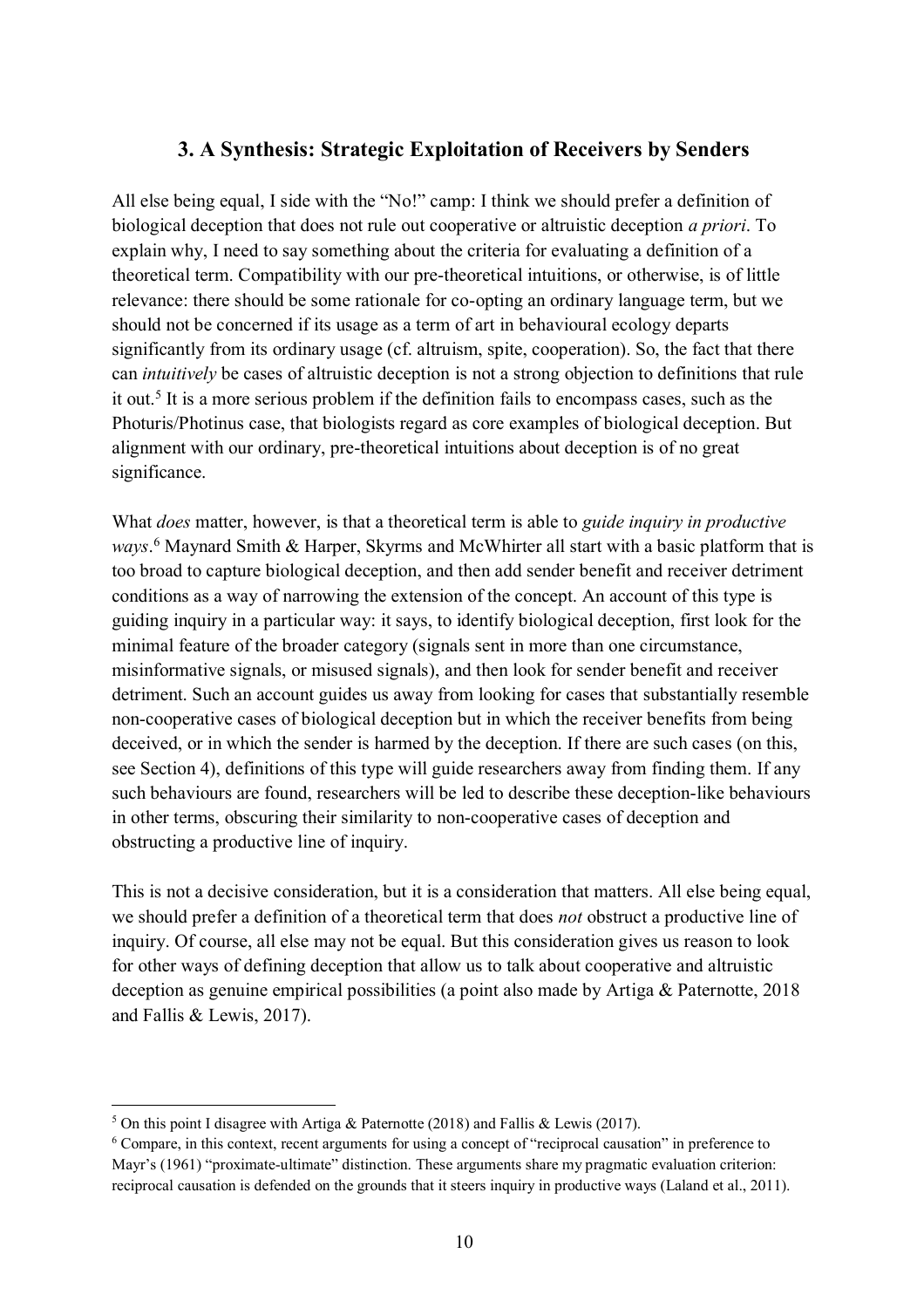## 3. A Synthesis: Strategic Exploitation of Receivers by Senders

All else being equal, I side with the "No!" camp: I think we should prefer a definition of biological deception that does not rule out cooperative or altruistic deception *a priori*. To explain why, I need to say something about the criteria for evaluating a definition of a theoretical term. Compatibility with our pre-theoretical intuitions, or otherwise, is of little relevance: there should be some rationale for co-opting an ordinary language term, but we should not be concerned if its usage as a term of art in behavioural ecology departs significantly from its ordinary usage (cf. altruism, spite, cooperation). So, the fact that there can *intuitively* be cases of altruistic deception is not a strong objection to definitions that rule it out.[5] It is a more serious problem if the definition fails to encompass cases, such as the Photuris/Photinus case, that biologists regard as core examples of biological deception. But alignment with our ordinary, pre-theoretical intuitions about deception is of no great significance.

What *does* matter, however, is that a theoretical term is able to *guide inquiry in productive ways*.[6] Maynard Smith & Harper, Skyrms and McWhirter all start with a basic platform that is too broad to capture biological deception, and then add sender benefit and receiver detriment conditions as a way of narrowing the extension of the concept. An account of this type is guiding inquiry in a particular way: it says, to identify biological deception, first look for the minimal feature of the broader category (signals sent in more than one circumstance, misinformative signals, or misused signals), and then look for sender benefit and receiver detriment. Such an account guides us away from looking for cases that substantially resemble non-cooperative cases of biological deception but in which the receiver benefits from being deceived, or in which the sender is harmed by the deception. If there are such cases (on this, see Section 4), definitions of this type will guide researchers away from finding them. If any such behaviours are found, researchers will be led to describe these deception-like behaviours in other terms, obscuring their similarity to non-cooperative cases of deception and obstructing a productive line of inquiry.

This is not a decisive consideration, but it is a consideration that matters. All else being equal, we should prefer a definition of a theoretical term that does *not* obstruct a productive line of inquiry. Of course, all else may not be equal. But this consideration gives us reason to look for other ways of defining deception that allow us to talk about cooperative and altruistic deception as genuine empirical possibilities (a point also made by Artiga & Paternotte, 2018 and Fallis & Lewis, 2017).

[5] On this point I disagree with Artiga & Paternotte (2018) and Fallis & Lewis (2017).

[6] Compare, in this context, recent arguments for using a concept of "reciprocal causation" in preference to Mayr's (1961) "proximate-ultimate" distinction. These arguments share my pragmatic evaluation criterion: reciprocal causation is defended on the grounds that it steers inquiry in productive ways (Laland et al., 2011).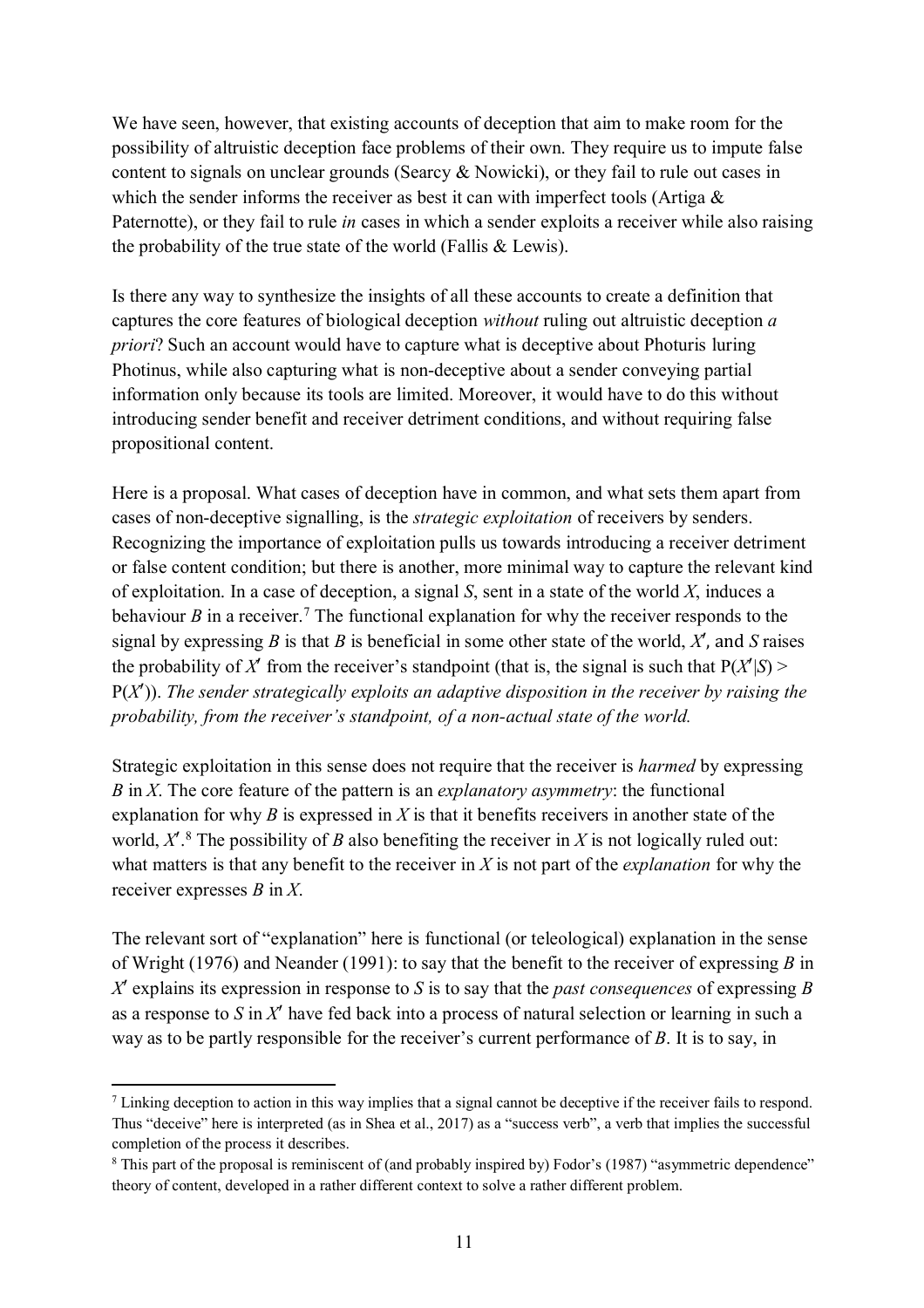We have seen, however, that existing accounts of deception that aim to make room for the possibility of altruistic deception face problems of their own. They require us to impute false content to signals on unclear grounds (Searcy & Nowicki), or they fail to rule out cases in which the sender informs the receiver as best it can with imperfect tools (Artiga & Paternotte), or they fail to rule *in* cases in which a sender exploits a receiver while also raising the probability of the true state of the world (Fallis & Lewis).

Is there any way to synthesize the insights of all these accounts to create a definition that captures the core features of biological deception *without* ruling out altruistic deception *a priori*? Such an account would have to capture what is deceptive about Photuris luring Photinus, while also capturing what is non-deceptive about a sender conveying partial information only because its tools are limited. Moreover, it would have to do this without introducing sender benefit and receiver detriment conditions, and without requiring false propositional content.

Here is a proposal. What cases of deception have in common, and what sets them apart from cases of non-deceptive signalling, is the *strategic exploitation* of receivers by senders. Recognizing the importance of exploitation pulls us towards introducing a receiver detriment or false content condition; but there is another, more minimal way to capture the relevant kind of exploitation. In a case of deception, a signal $S$, sent in a state of the world $X$, induces a behaviour $B$ in a receiver.[7] The functional explanation for why the receiver responds to the signal by expressing $B$ is that $B$ is beneficial in some other state of the world, $X'$, and $S$ raises the probability of $X'$ from the receiver's standpoint (that is, the signal is such that $P(X'|S) > P(X')$). *The sender strategically exploits an adaptive disposition in the receiver by raising the probability, from the receiver's standpoint, of a non-actual state of the world.*

Strategic exploitation in this sense does not require that the receiver is *harmed* by expressing $B$ in $X$. The core feature of the pattern is an *explanatory asymmetry*: the functional explanation for why $B$ is expressed in $X$ is that it benefits receivers in another state of the world, $X'$.[8] The possibility of $B$ also benefiting the receiver in $X$ is not logically ruled out: what matters is that any benefit to the receiver in $X$ is not part of the *explanation* for why the receiver expresses $B$ in $X$.

The relevant sort of "explanation" here is functional (or teleological) explanation in the sense of Wright (1976) and Neander (1991): to say that the benefit to the receiver of expressing $B$ in $X'$ explains its expression in response to $S$ is to say that the *past consequences* of expressing $B$ as a response to $S$ in $X'$ have fed back into a process of natural selection or learning in such a way as to be partly responsible for the receiver's current performance of $B$. It is to say, in

[7] Linking deception to action in this way implies that a signal cannot be deceptive if the receiver fails to respond. Thus "deceive" here is interpreted (as in Shea et al., 2017) as a "success verb", a verb that implies the successful completion of the process it describes.

[8] This part of the proposal is reminiscent of (and probably inspired by) Fodor's (1987) "asymmetric dependence" theory of content, developed in a rather different context to solve a rather different problem.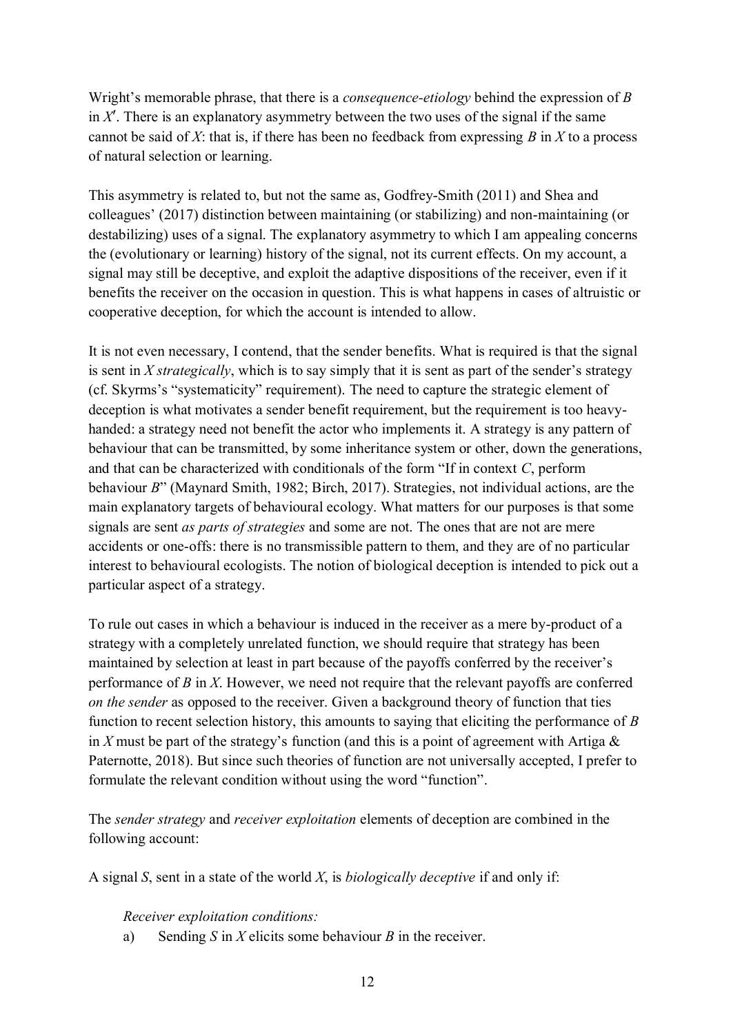Wright's memorable phrase, that there is a *consequence-etiology* behind the expression of *B* in *X′*. There is an explanatory asymmetry between the two uses of the signal if the same cannot be said of *X*: that is, if there has been no feedback from expressing *B* in *X* to a process of natural selection or learning.

This asymmetry is related to, but not the same as, Godfrey-Smith (2011) and Shea and colleagues' (2017) distinction between maintaining (or stabilizing) and non-maintaining (or destabilizing) uses of a signal. The explanatory asymmetry to which I am appealing concerns the (evolutionary or learning) history of the signal, not its current effects. On my account, a signal may still be deceptive, and exploit the adaptive dispositions of the receiver, even if it benefits the receiver on the occasion in question. This is what happens in cases of altruistic or cooperative deception, for which the account is intended to allow.

It is not even necessary, I contend, that the sender benefits. What is required is that the signal is sent in *X strategically*, which is to say simply that it is sent as part of the sender's strategy (cf. Skyrms's "systematicity" requirement). The need to capture the strategic element of deception is what motivates a sender benefit requirement, but the requirement is too heavy-handed: a strategy need not benefit the actor who implements it. A strategy is any pattern of behaviour that can be transmitted, by some inheritance system or other, down the generations, and that can be characterized with conditionals of the form "If in context *C*, perform behaviour *B*" (Maynard Smith, 1982; Birch, 2017). Strategies, not individual actions, are the main explanatory targets of behavioural ecology. What matters for our purposes is that some signals are sent *as parts of strategies* and some are not. The ones that are not are mere accidents or one-offs: there is no transmissible pattern to them, and they are of no particular interest to behavioural ecologists. The notion of biological deception is intended to pick out a particular aspect of a strategy.

To rule out cases in which a behaviour is induced in the receiver as a mere by-product of a strategy with a completely unrelated function, we should require that strategy has been maintained by selection at least in part because of the payoffs conferred by the receiver's performance of *B* in *X*. However, we need not require that the relevant payoffs are conferred *on the sender* as opposed to the receiver. Given a background theory of function that ties function to recent selection history, this amounts to saying that eliciting the performance of *B* in *X* must be part of the strategy's function (and this is a point of agreement with Artiga & Paternotte, 2018). But since such theories of function are not universally accepted, I prefer to formulate the relevant condition without using the word "function".

The *sender strategy* and *receiver exploitation* elements of deception are combined in the following account:

A signal *S*, sent in a state of the world *X*, is *biologically deceptive* if and only if:

*Receiver exploitation conditions:*

a) Sending *S* in *X* elicits some behaviour *B* in the receiver.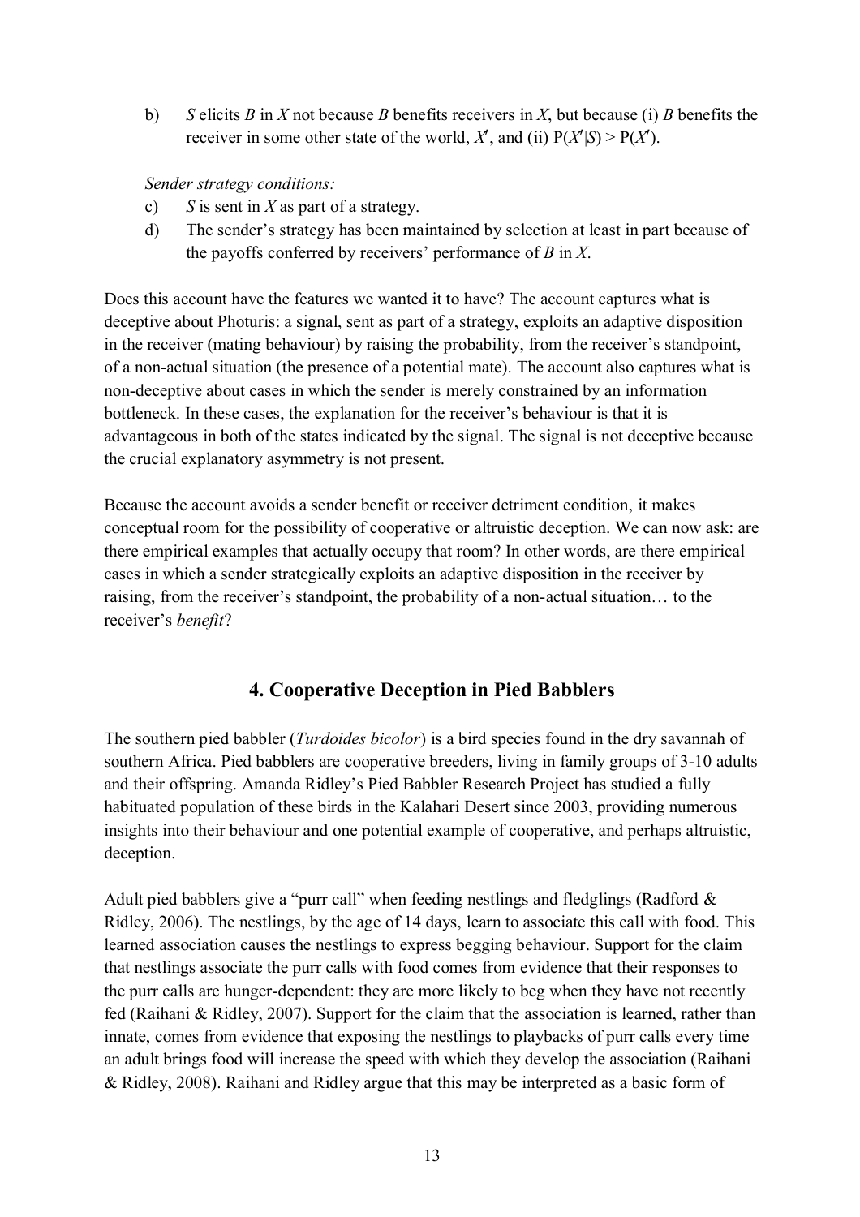b) *S* elicits *B* in *X* not because *B* benefits receivers in *X*, but because (i) *B* benefits the receiver in some other state of the world, $X'$, and (ii) $P(X'|S) > P(X')$.

*Sender strategy conditions:*

c) *S* is sent in *X* as part of a strategy.

d) The sender's strategy has been maintained by selection at least in part because of the payoffs conferred by receivers' performance of *B* in *X*.

Does this account have the features we wanted it to have? The account captures what is deceptive about Photuris: a signal, sent as part of a strategy, exploits an adaptive disposition in the receiver (mating behaviour) by raising the probability, from the receiver's standpoint, of a non-actual situation (the presence of a potential mate). The account also captures what is non-deceptive about cases in which the sender is merely constrained by an information bottleneck. In these cases, the explanation for the receiver's behaviour is that it is advantageous in both of the states indicated by the signal. The signal is not deceptive because the crucial explanatory asymmetry is not present.

Because the account avoids a sender benefit or receiver detriment condition, it makes conceptual room for the possibility of cooperative or altruistic deception. We can now ask: are there empirical examples that actually occupy that room? In other words, are there empirical cases in which a sender strategically exploits an adaptive disposition in the receiver by raising, from the receiver's standpoint, the probability of a non-actual situation… to the receiver's *benefit*?

## 4. Cooperative Deception in Pied Babblers

The southern pied babbler (*Turdoides bicolor*) is a bird species found in the dry savannah of southern Africa. Pied babblers are cooperative breeders, living in family groups of 3-10 adults and their offspring. Amanda Ridley's Pied Babbler Research Project has studied a fully habituated population of these birds in the Kalahari Desert since 2003, providing numerous insights into their behaviour and one potential example of cooperative, and perhaps altruistic, deception.

Adult pied babblers give a "purr call" when feeding nestlings and fledglings (Radford & Ridley, 2006). The nestlings, by the age of 14 days, learn to associate this call with food. This learned association causes the nestlings to express begging behaviour. Support for the claim that nestlings associate the purr calls with food comes from evidence that their responses to the purr calls are hunger-dependent: they are more likely to beg when they have not recently fed (Raihani & Ridley, 2007). Support for the claim that the association is learned, rather than innate, comes from evidence that exposing the nestlings to playbacks of purr calls every time an adult brings food will increase the speed with which they develop the association (Raihani & Ridley, 2008). Raihani and Ridley argue that this may be interpreted as a basic form of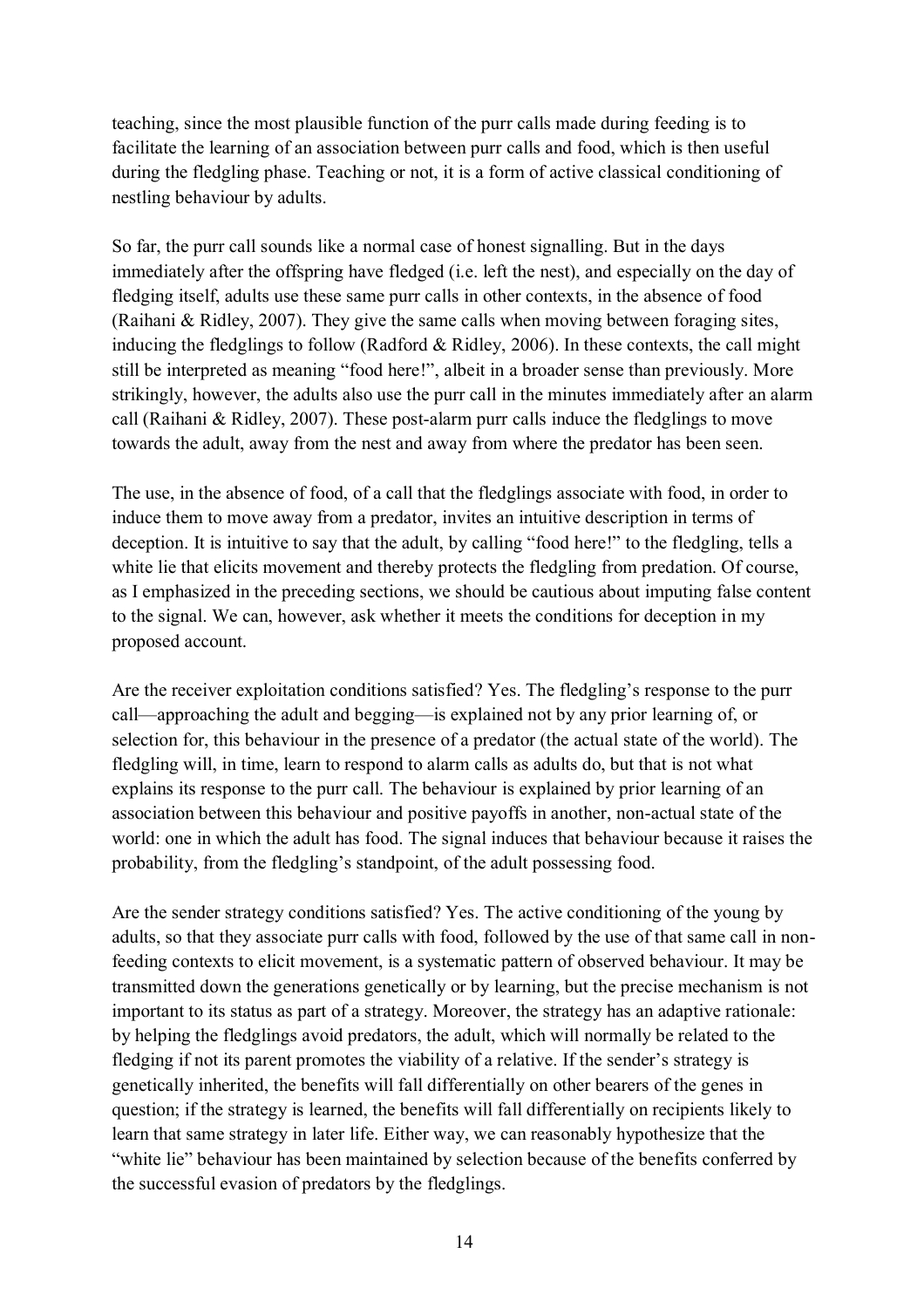teaching, since the most plausible function of the purr calls made during feeding is to facilitate the learning of an association between purr calls and food, which is then useful during the fledgling phase. Teaching or not, it is a form of active classical conditioning of nestling behaviour by adults.

So far, the purr call sounds like a normal case of honest signalling. But in the days immediately after the offspring have fledged (i.e. left the nest), and especially on the day of fledging itself, adults use these same purr calls in other contexts, in the absence of food (Raihani & Ridley, 2007). They give the same calls when moving between foraging sites, inducing the fledglings to follow (Radford & Ridley, 2006). In these contexts, the call might still be interpreted as meaning "food here!", albeit in a broader sense than previously. More strikingly, however, the adults also use the purr call in the minutes immediately after an alarm call (Raihani & Ridley, 2007). These post-alarm purr calls induce the fledglings to move towards the adult, away from the nest and away from where the predator has been seen.

The use, in the absence of food, of a call that the fledglings associate with food, in order to induce them to move away from a predator, invites an intuitive description in terms of deception. It is intuitive to say that the adult, by calling "food here!" to the fledgling, tells a white lie that elicits movement and thereby protects the fledgling from predation. Of course, as I emphasized in the preceding sections, we should be cautious about imputing false content to the signal. We can, however, ask whether it meets the conditions for deception in my proposed account.

Are the receiver exploitation conditions satisfied? Yes. The fledgling's response to the purr call—approaching the adult and begging—is explained not by any prior learning of, or selection for, this behaviour in the presence of a predator (the actual state of the world). The fledgling will, in time, learn to respond to alarm calls as adults do, but that is not what explains its response to the purr call. The behaviour is explained by prior learning of an association between this behaviour and positive payoffs in another, non-actual state of the world: one in which the adult has food. The signal induces that behaviour because it raises the probability, from the fledgling's standpoint, of the adult possessing food.

Are the sender strategy conditions satisfied? Yes. The active conditioning of the young by adults, so that they associate purr calls with food, followed by the use of that same call in non-feeding contexts to elicit movement, is a systematic pattern of observed behaviour. It may be transmitted down the generations genetically or by learning, but the precise mechanism is not important to its status as part of a strategy. Moreover, the strategy has an adaptive rationale: by helping the fledglings avoid predators, the adult, which will normally be related to the fledging if not its parent promotes the viability of a relative. If the sender's strategy is genetically inherited, the benefits will fall differentially on other bearers of the genes in question; if the strategy is learned, the benefits will fall differentially on recipients likely to learn that same strategy in later life. Either way, we can reasonably hypothesize that the "white lie" behaviour has been maintained by selection because of the benefits conferred by the successful evasion of predators by the fledglings.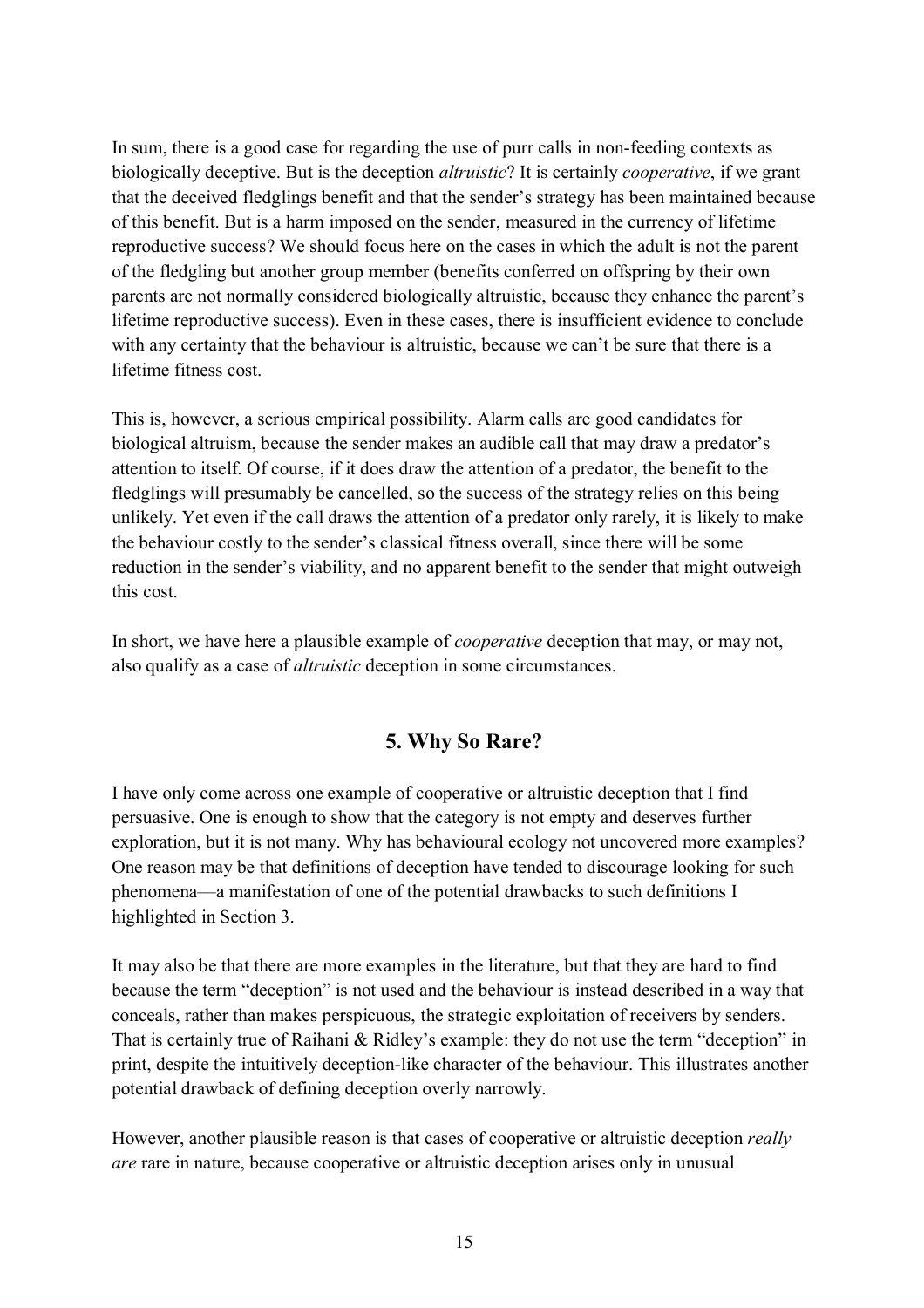In sum, there is a good case for regarding the use of purr calls in non-feeding contexts as biologically deceptive. But is the deception *altruistic*? It is certainly *cooperative*, if we grant that the deceived fledglings benefit and that the sender's strategy has been maintained because of this benefit. But is a harm imposed on the sender, measured in the currency of lifetime reproductive success? We should focus here on the cases in which the adult is not the parent of the fledgling but another group member (benefits conferred on offspring by their own parents are not normally considered biologically altruistic, because they enhance the parent's lifetime reproductive success). Even in these cases, there is insufficient evidence to conclude with any certainty that the behaviour is altruistic, because we can't be sure that there is a lifetime fitness cost.

This is, however, a serious empirical possibility. Alarm calls are good candidates for biological altruism, because the sender makes an audible call that may draw a predator's attention to itself. Of course, if it does draw the attention of a predator, the benefit to the fledglings will presumably be cancelled, so the success of the strategy relies on this being unlikely. Yet even if the call draws the attention of a predator only rarely, it is likely to make the behaviour costly to the sender's classical fitness overall, since there will be some reduction in the sender's viability, and no apparent benefit to the sender that might outweigh this cost.

In short, we have here a plausible example of *cooperative* deception that may, or may not, also qualify as a case of *altruistic* deception in some circumstances.

## 5. Why So Rare?

I have only come across one example of cooperative or altruistic deception that I find persuasive. One is enough to show that the category is not empty and deserves further exploration, but it is not many. Why has behavioural ecology not uncovered more examples? One reason may be that definitions of deception have tended to discourage looking for such phenomena—a manifestation of one of the potential drawbacks to such definitions I highlighted in Section 3.

It may also be that there are more examples in the literature, but that they are hard to find because the term "deception" is not used and the behaviour is instead described in a way that conceals, rather than makes perspicuous, the strategic exploitation of receivers by senders. That is certainly true of Raihani & Ridley's example: they do not use the term "deception" in print, despite the intuitively deception-like character of the behaviour. This illustrates another potential drawback of defining deception overly narrowly.

However, another plausible reason is that cases of cooperative or altruistic deception *really are* rare in nature, because cooperative or altruistic deception arises only in unusual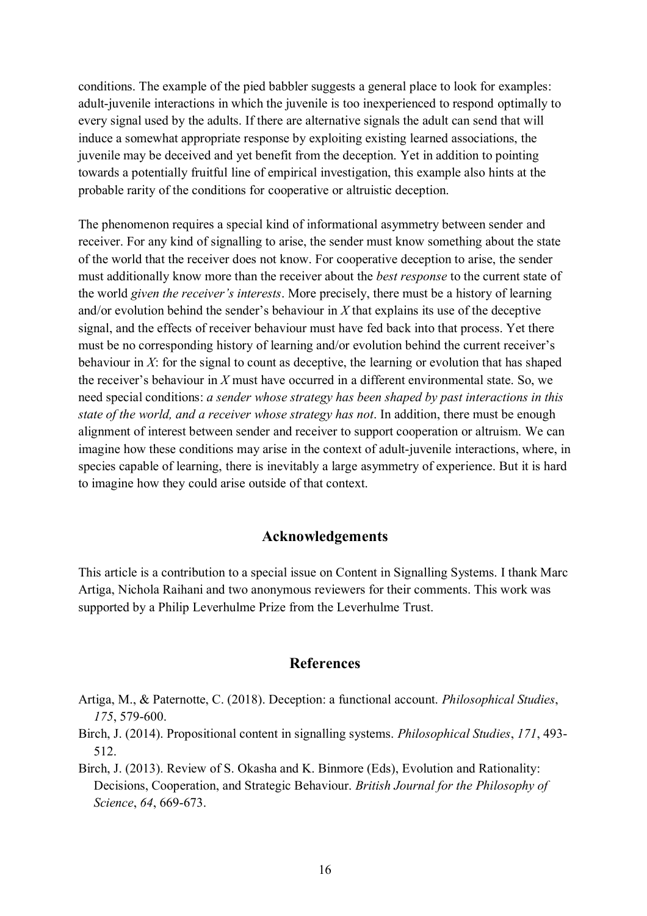conditions. The example of the pied babbler suggests a general place to look for examples: adult-juvenile interactions in which the juvenile is too inexperienced to respond optimally to every signal used by the adults. If there are alternative signals the adult can send that will induce a somewhat appropriate response by exploiting existing learned associations, the juvenile may be deceived and yet benefit from the deception. Yet in addition to pointing towards a potentially fruitful line of empirical investigation, this example also hints at the probable rarity of the conditions for cooperative or altruistic deception.

The phenomenon requires a special kind of informational asymmetry between sender and receiver. For any kind of signalling to arise, the sender must know something about the state of the world that the receiver does not know. For cooperative deception to arise, the sender must additionally know more than the receiver about the *best response* to the current state of the world *given the receiver's interests*. More precisely, there must be a history of learning and/or evolution behind the sender's behaviour in $X$ that explains its use of the deceptive signal, and the effects of receiver behaviour must have fed back into that process. Yet there must be no corresponding history of learning and/or evolution behind the current receiver's behaviour in $X$: for the signal to count as deceptive, the learning or evolution that has shaped the receiver's behaviour in $X$ must have occurred in a different environmental state. So, we need special conditions: *a sender whose strategy has been shaped by past interactions in this state of the world, and a receiver whose strategy has not*. In addition, there must be enough alignment of interest between sender and receiver to support cooperation or altruism. We can imagine how these conditions may arise in the context of adult-juvenile interactions, where, in species capable of learning, there is inevitably a large asymmetry of experience. But it is hard to imagine how they could arise outside of that context.

## Acknowledgements

This article is a contribution to a special issue on Content in Signalling Systems. I thank Marc Artiga, Nichola Raihani and two anonymous reviewers for their comments. This work was supported by a Philip Leverhulme Prize from the Leverhulme Trust.

## References

Artiga, M., & Paternotte, C. (2018). Deception: a functional account. *Philosophical Studies*, *175*, 579-600.

Birch, J. (2014). Propositional content in signalling systems. *Philosophical Studies*, *171*, 493-512.

Birch, J. (2013). Review of S. Okasha and K. Binmore (Eds), Evolution and Rationality: Decisions, Cooperation, and Strategic Behaviour. *British Journal for the Philosophy of Science*, *64*, 669-673.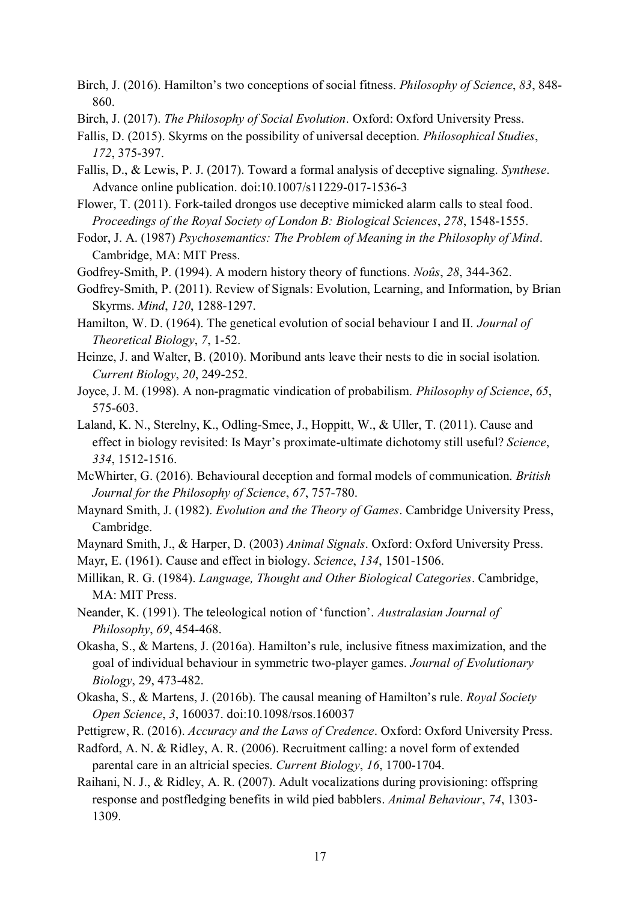Birch, J. (2016). Hamilton's two conceptions of social fitness. *Philosophy of Science*, *83*, 848-860.

Birch, J. (2017). *The Philosophy of Social Evolution*. Oxford: Oxford University Press.

Fallis, D. (2015). Skyrms on the possibility of universal deception. *Philosophical Studies*, *172*, 375-397.

Fallis, D., & Lewis, P. J. (2017). Toward a formal analysis of deceptive signaling. *Synthese*. Advance online publication. doi:10.1007/s11229-017-1536-3

Flower, T. (2011). Fork-tailed drongos use deceptive mimicked alarm calls to steal food. *Proceedings of the Royal Society of London B: Biological Sciences*, *278*, 1548-1555.

Fodor, J. A. (1987) *Psychosemantics: The Problem of Meaning in the Philosophy of Mind*. Cambridge, MA: MIT Press.

Godfrey-Smith, P. (1994). A modern history theory of functions. *Noûs*, *28*, 344-362.

Godfrey-Smith, P. (2011). Review of Signals: Evolution, Learning, and Information, by Brian Skyrms. *Mind*, *120*, 1288-1297.

Hamilton, W. D. (1964). The genetical evolution of social behaviour I and II. *Journal of Theoretical Biology*, *7*, 1-52.

Heinze, J. and Walter, B. (2010). Moribund ants leave their nests to die in social isolation. *Current Biology*, *20*, 249-252.

Joyce, J. M. (1998). A non-pragmatic vindication of probabilism. *Philosophy of Science*, *65*, 575-603.

Laland, K. N., Sterelny, K., Odling-Smee, J., Hoppitt, W., & Uller, T. (2011). Cause and effect in biology revisited: Is Mayr's proximate-ultimate dichotomy still useful? *Science*, *334*, 1512-1516.

McWhirter, G. (2016). Behavioural deception and formal models of communication. *British Journal for the Philosophy of Science*, *67*, 757-780.

Maynard Smith, J. (1982). *Evolution and the Theory of Games*. Cambridge University Press, Cambridge.

Maynard Smith, J., & Harper, D. (2003) *Animal Signals*. Oxford: Oxford University Press.

Mayr, E. (1961). Cause and effect in biology. *Science*, *134*, 1501-1506.

Millikan, R. G. (1984). *Language, Thought and Other Biological Categories*. Cambridge, MA: MIT Press.

Neander, K. (1991). The teleological notion of 'function'. *Australasian Journal of Philosophy*, *69*, 454-468.

Okasha, S., & Martens, J. (2016a). Hamilton's rule, inclusive fitness maximization, and the goal of individual behaviour in symmetric two-player games. *Journal of Evolutionary Biology*, 29, 473-482.

Okasha, S., & Martens, J. (2016b). The causal meaning of Hamilton's rule. *Royal Society Open Science*, *3*, 160037. doi:10.1098/rsos.160037

Pettigrew, R. (2016). *Accuracy and the Laws of Credence*. Oxford: Oxford University Press.

Radford, A. N. & Ridley, A. R. (2006). Recruitment calling: a novel form of extended parental care in an altricial species. *Current Biology*, *16*, 1700-1704.

Raihani, N. J., & Ridley, A. R. (2007). Adult vocalizations during provisioning: offspring response and postfledging benefits in wild pied babblers. *Animal Behaviour*, *74*, 1303-1309.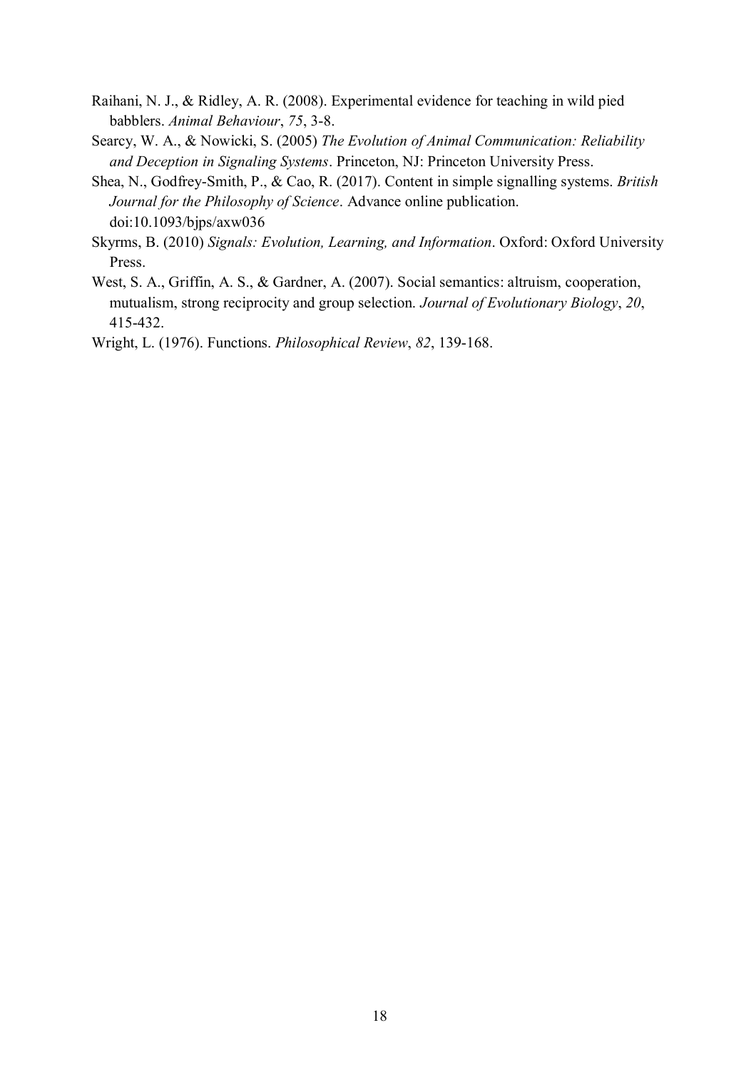Raihani, N. J., & Ridley, A. R. (2008). Experimental evidence for teaching in wild pied babblers. *Animal Behaviour*, *75*, 3-8.

Searcy, W. A., & Nowicki, S. (2005) *The Evolution of Animal Communication: Reliability and Deception in Signaling Systems*. Princeton, NJ: Princeton University Press.

Shea, N., Godfrey-Smith, P., & Cao, R. (2017). Content in simple signalling systems. *British Journal for the Philosophy of Science*. Advance online publication. doi:10.1093/bjps/axw036

Skyrms, B. (2010) *Signals: Evolution, Learning, and Information*. Oxford: Oxford University Press.

West, S. A., Griffin, A. S., & Gardner, A. (2007). Social semantics: altruism, cooperation, mutualism, strong reciprocity and group selection. *Journal of Evolutionary Biology*, *20*, 415-432.

Wright, L. (1976). Functions. *Philosophical Review*, *82*, 139-168.